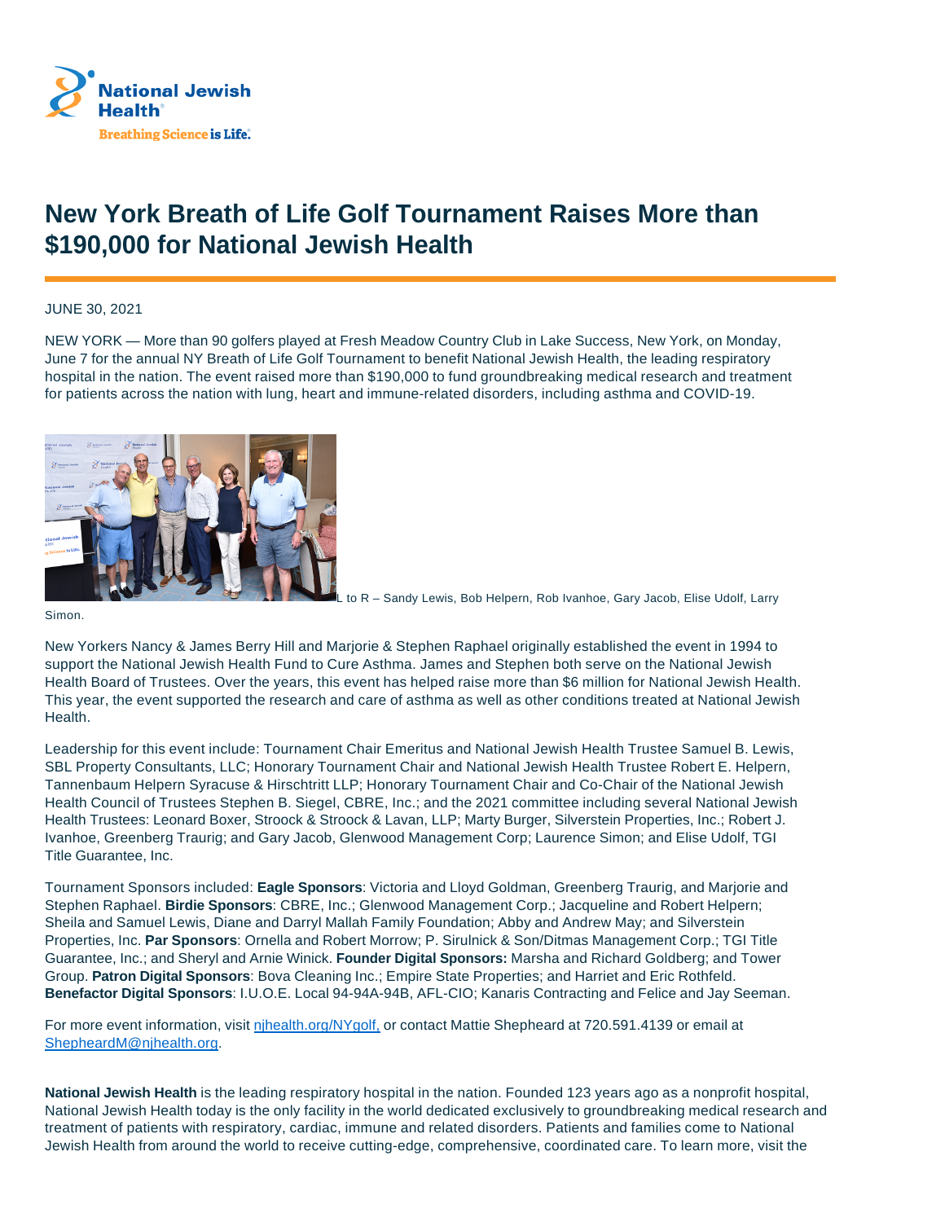# New York Breath of Life Golf Tournament Raises More than $190,000 for National Jewish Health

JUNE 30, 2021

NEW YORK — More than 90 golfers played at Fresh Meadow Country Club in Lake Success, New York, on Monday, June 7 for the annual NY Breath of Life Golf Tournament to benefit National Jewish Health, the leading respiratory hospital in the nation. The event raised more than $190,000 to fund groundbreaking medical research and treatment for patients across the nation with lung, heart and immune-related disorders, including asthma and COVID-19.

L to R – Sandy Lewis, Bob Helpern, Rob Ivanhoe, Gary Jacob, Elise Udolf, Larry Simon.

New Yorkers Nancy & James Berry Hill and Marjorie & Stephen Raphael originally established the event in 1994 to support the National Jewish Health Fund to Cure Asthma. James and Stephen both serve on the National Jewish Health Board of Trustees. Over the years, this event has helped raise more than $6 million for National Jewish Health. This year, the event supported the research and care of asthma as well as other conditions treated at National Jewish Health.

Leadership for this event include: Tournament Chair Emeritus and National Jewish Health Trustee Samuel B. Lewis, SBL Property Consultants, LLC; Honorary Tournament Chair and National Jewish Health Trustee Robert E. Helpern, Tannenbaum Helpern Syracuse & Hirschtritt LLP; Honorary Tournament Chair and Co-Chair of the National Jewish Health Council of Trustees Stephen B. Siegel, CBRE, Inc.; and the 2021 committee including several National Jewish Health Trustees: Leonard Boxer, Stroock & Stroock & Lavan, LLP; Marty Burger, Silverstein Properties, Inc.; Robert J. Ivanhoe, Greenberg Traurig; and Gary Jacob, Glenwood Management Corp; Laurence Simon; and Elise Udolf, TGI Title Guarantee, Inc.

Tournament Sponsors included: **Eagle Sponsors**: Victoria and Lloyd Goldman, Greenberg Traurig, and Marjorie and Stephen Raphael. **Birdie Sponsors**: CBRE, Inc.; Glenwood Management Corp.; Jacqueline and Robert Helpern; Sheila and Samuel Lewis, Diane and Darryl Mallah Family Foundation; Abby and Andrew May; and Silverstein Properties, Inc. **Par Sponsors**: Ornella and Robert Morrow; P. Sirulnick & Son/Ditmas Management Corp.; TGI Title Guarantee, Inc.; and Sheryl and Arnie Winick. **Founder Digital Sponsors:** Marsha and Richard Goldberg; and Tower Group. **Patron Digital Sponsors**: Bova Cleaning Inc.; Empire State Properties; and Harriet and Eric Rothfeld. **Benefactor Digital Sponsors**: I.U.O.E. Local 94-94A-94B, AFL-CIO; Kanaris Contracting and Felice and Jay Seeman.

For more event information, visit [njhealth.org/NYgolf,](njhealth.org/NYgolf) or contact Mattie Shepheard at 720.591.4139 or email at [ShepheardM@njhealth.org](mailto:ShepheardM@njhealth.org).

**National Jewish Health** is the leading respiratory hospital in the nation. Founded 123 years ago as a nonprofit hospital, National Jewish Health today is the only facility in the world dedicated exclusively to groundbreaking medical research and treatment of patients with respiratory, cardiac, immune and related disorders. Patients and families come to National Jewish Health from around the world to receive cutting-edge, comprehensive, coordinated care. To learn more, visit the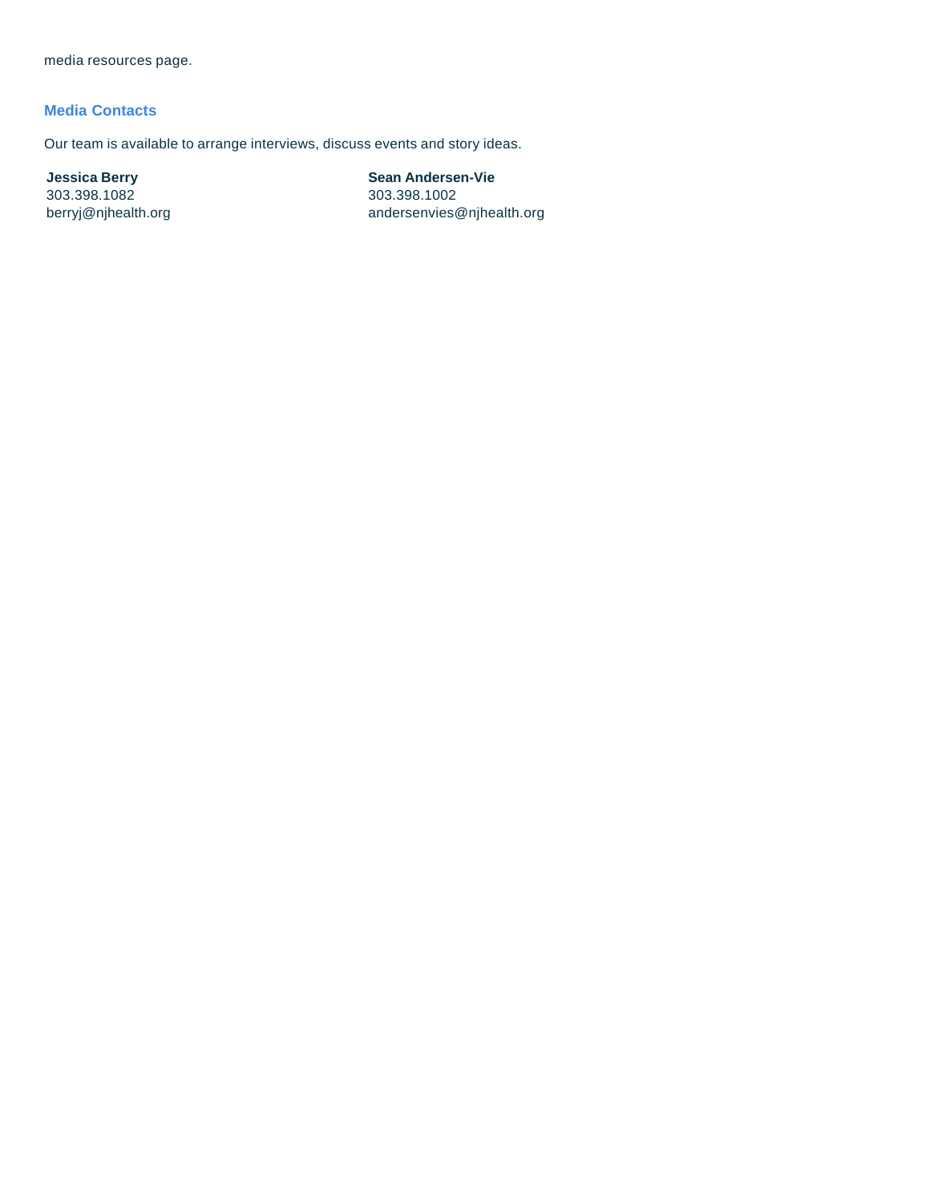media resources page.

## Media Contacts

Our team is available to arrange interviews, discuss events and story ideas.

**Jessica Berry**
303.398.1082
berryj@njhealth.org

**Sean Andersen-Vie**
303.398.1002
andersenvies@njhealth.org